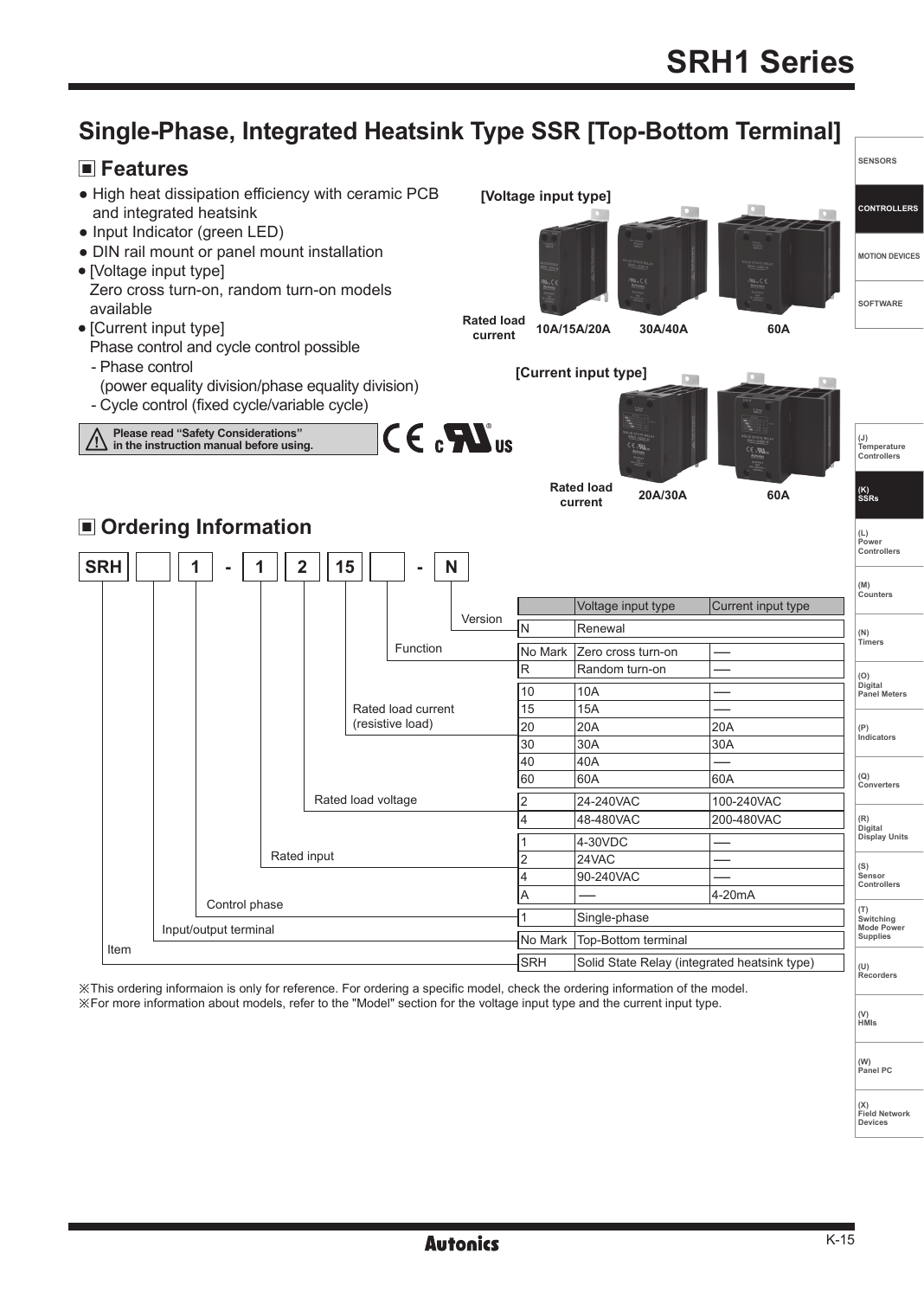# SRH1 Series

## Single-Phase, Integrated Heatsink Type SSR [Top-Bottom Terminal]

### ■ Features

- High heat dissipation efficiency with ceramic PCB and integrated heatsink
- Input Indicator (green LED)
- DIN rail mount or panel mount installation
- [Voltage input type]
  Zero cross turn-on, random turn-on models available
- [Current input type]
  Phase control and cycle control possible
  - Phase control
    (power equality division/phase equality division)
  - Cycle control (fixed cycle/variable cycle)

⚠ Please read "Safety Considerations" in the instruction manual before using.

[Voltage input type]

Rated load current: 10A/15A/20A, 30A/40A, 60A

[Current input type]

Rated load current: 20A/30A, 60A

### ■ Ordering Information

SRH ☐ 1 - 1 2 15 ☐ - N

| Item | Code | Voltage input type | Current input type |
|---|---|---|---|
| Version | N | Renewal | |
| Function | No Mark | Zero cross turn-on | ── |
| | R | Random turn-on | ── |
| Rated load current (resistive load) | 10 | 10A | ── |
| | 15 | 15A | ── |
| | 20 | 20A | 20A |
| | 30 | 30A | 30A |
| | 40 | 40A | ── |
| | 60 | 60A | 60A |
| Rated load voltage | 2 | 24-240VAC | 100-240VAC |
| | 4 | 48-480VAC | 200-480VAC |
| Rated input | 1 | 4-30VDC | ── |
| | 2 | 24VAC | ── |
| | 4 | 90-240VAC | ── |
| | A | ── | 4-20mA |
| Control phase | 1 | Single-phase | |
| Input/output terminal | No Mark | Top-Bottom terminal | |
| Item | SRH | Solid State Relay (integrated heatsink type) | |

※This ordering informaion is only for reference. For ordering a specific model, check the ordering information of the model.
※For more information about models, refer to the "Model" section for the voltage input type and the current input type.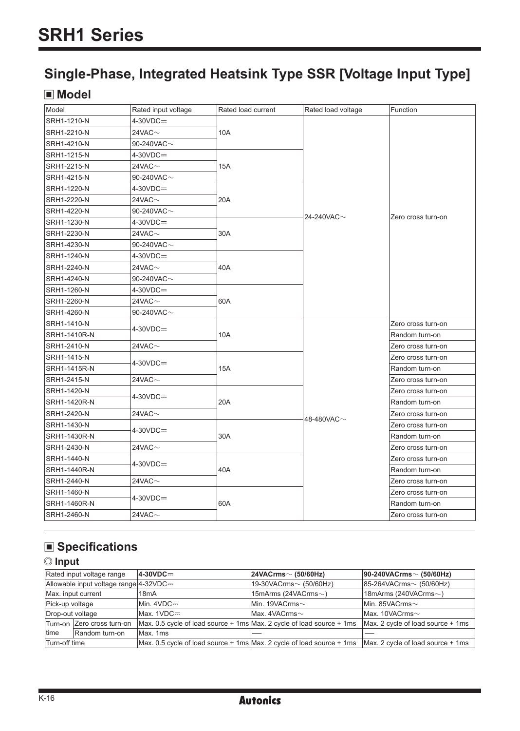# SRH1 Series

## Single-Phase, Integrated Heatsink Type SSR [Voltage Input Type]

### ■ Model

| Model | Rated input voltage | Rated load current | Rated load voltage | Function |
|---|---|---|---|---|
| SRH1-1210-N | 4-30VDC⎓ | 10A | 24-240VAC∼ | Zero cross turn-on |
| SRH1-2210-N | 24VAC∼ | | | |
| SRH1-4210-N | 90-240VAC∼ | | | |
| SRH1-1215-N | 4-30VDC⎓ | 15A | | |
| SRH1-2215-N | 24VAC∼ | | | |
| SRH1-4215-N | 90-240VAC∼ | | | |
| SRH1-1220-N | 4-30VDC⎓ | 20A | | |
| SRH1-2220-N | 24VAC∼ | | | |
| SRH1-4220-N | 90-240VAC∼ | | | |
| SRH1-1230-N | 4-30VDC⎓ | 30A | | |
| SRH1-2230-N | 24VAC∼ | | | |
| SRH1-4230-N | 90-240VAC∼ | | | |
| SRH1-1240-N | 4-30VDC⎓ | 40A | | |
| SRH1-2240-N | 24VAC∼ | | | |
| SRH1-4240-N | 90-240VAC∼ | | | |
| SRH1-1260-N | 4-30VDC⎓ | 60A | | |
| SRH1-2260-N | 24VAC∼ | | | |
| SRH1-4260-N | 90-240VAC∼ | | | |
| SRH1-1410-N | 4-30VDC⎓ | 10A | 48-480VAC∼ | Zero cross turn-on |
| SRH1-1410R-N | | | | Random turn-on |
| SRH1-2410-N | 24VAC∼ | | | Zero cross turn-on |
| SRH1-1415-N | 4-30VDC⎓ | 15A | | Zero cross turn-on |
| SRH1-1415R-N | | | | Random turn-on |
| SRH1-2415-N | 24VAC∼ | | | Zero cross turn-on |
| SRH1-1420-N | 4-30VDC⎓ | 20A | | Zero cross turn-on |
| SRH1-1420R-N | | | | Random turn-on |
| SRH1-2420-N | 24VAC∼ | | | Zero cross turn-on |
| SRH1-1430-N | 4-30VDC⎓ | 30A | | Zero cross turn-on |
| SRH1-1430R-N | | | | Random turn-on |
| SRH1-2430-N | 24VAC∼ | | | Zero cross turn-on |
| SRH1-1440-N | 4-30VDC⎓ | 40A | | Zero cross turn-on |
| SRH1-1440R-N | | | | Random turn-on |
| SRH1-2440-N | 24VAC∼ | | | Zero cross turn-on |
| SRH1-1460-N | 4-30VDC⎓ | 60A | | Zero cross turn-on |
| SRH1-1460R-N | | | | Random turn-on |
| SRH1-2460-N | 24VAC∼ | | | Zero cross turn-on |

### ■ Specifications

#### ◎ Input

| | | 4-30VDC⎓ | 24VACrms∼ (50/60Hz) | 90-240VACrms∼ (50/60Hz) |
|---|---|---|---|---|
| Rated input voltage range | | **4-30VDC⎓** | **24VACrms∼ (50/60Hz)** | **90-240VACrms∼ (50/60Hz)** |
| Allowable input voltage range | | 4-32VDC⎓ | 19-30VACrms∼ (50/60Hz) | 85-264VACrms∼ (50/60Hz) |
| Max. input current | | 18mA | 15mArms (24VACrms∼) | 18mArms (240VACrms∼) |
| Pick-up voltage | | Min. 4VDC⎓ | Min. 19VACrms∼ | Min. 85VACrms∼ |
| Drop-out voltage | | Max. 1VDC⎓ | Max. 4VACrms∼ | Max. 10VACrms∼ |
| Turn-on time | Zero cross turn-on | Max. 0.5 cycle of load source + 1ms | Max. 2 cycle of load source + 1ms | Max. 2 cycle of load source + 1ms |
| | Random turn-on | Max. 1ms | — | — |
| Turn-off time | | Max. 0.5 cycle of load source + 1ms | Max. 2 cycle of load source + 1ms | Max. 2 cycle of load source + 1ms |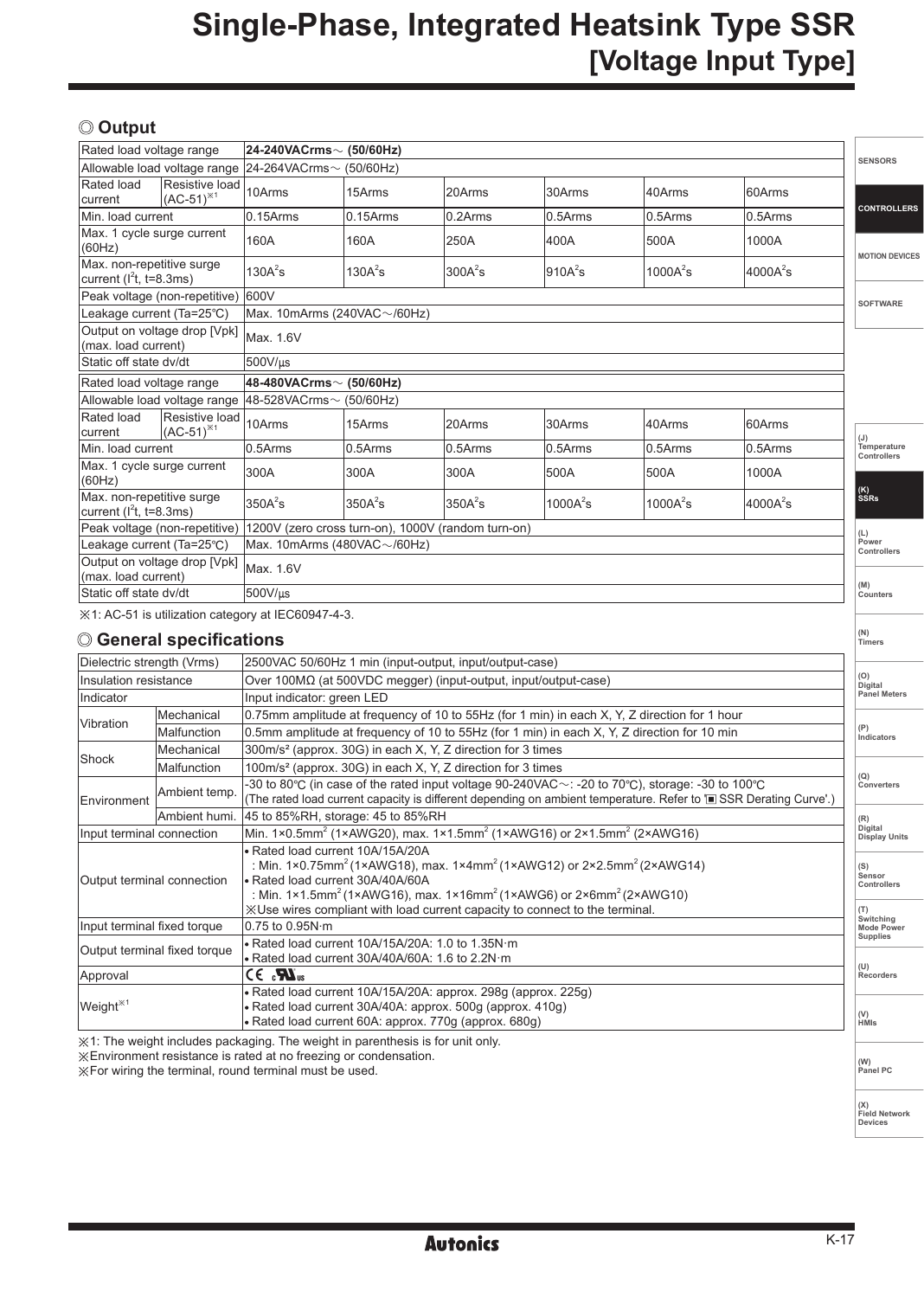# Single-Phase, Integrated Heatsink Type SSR [Voltage Input Type]

## ◎ Output

| Rated load voltage range | | **24-240VACrms～ (50/60Hz)** | | | | | |
|---|---|---|---|---|---|---|---|
| Allowable load voltage range | | 24-264VACrms～ (50/60Hz) | | | | | |
| Rated load current | Resistive load (AC-51)※1 | 10Arms | 15Arms | 20Arms | 30Arms | 40Arms | 60Arms |
| Min. load current | | 0.15Arms | 0.15Arms | 0.2Arms | 0.5Arms | 0.5Arms | 0.5Arms |
| Max. 1 cycle surge current (60Hz) | | 160A | 160A | 250A | 400A | 500A | 1000A |
| Max. non-repetitive surge current ($I^2t$, t=8.3ms) | | $130A^2s$ | $130A^2s$ | $300A^2s$ | $910A^2s$ | $1000A^2s$ | $4000A^2s$ |
| Peak voltage (non-repetitive) | | 600V | | | | | |
| Leakage current (Ta=25℃) | | Max. 10mArms (240VAC～/60Hz) | | | | | |
| Output on voltage drop [Vpk] (max. load current) | | Max. 1.6V | | | | | |
| Static off state dv/dt | | 500V/μs | | | | | |
| Rated load voltage range | | **48-480VACrms～ (50/60Hz)** | | | | | |
| Allowable load voltage range | | 48-528VACrms～ (50/60Hz) | | | | | |
| Rated load current | Resistive load (AC-51)※1 | 10Arms | 15Arms | 20Arms | 30Arms | 40Arms | 60Arms |
| Min. load current | | 0.5Arms | 0.5Arms | 0.5Arms | 0.5Arms | 0.5Arms | 0.5Arms |
| Max. 1 cycle surge current (60Hz) | | 300A | 300A | 300A | 500A | 500A | 1000A |
| Max. non-repetitive surge current ($I^2t$, t=8.3ms) | | $350A^2s$ | $350A^2s$ | $350A^2s$ | $1000A^2s$ | $1000A^2s$ | $4000A^2s$ |
| Peak voltage (non-repetitive) | | 1200V (zero cross turn-on), 1000V (random turn-on) | | | | | |
| Leakage current (Ta=25℃) | | Max. 10mArms (480VAC～/60Hz) | | | | | |
| Output on voltage drop [Vpk] (max. load current) | | Max. 1.6V | | | | | |
| Static off state dv/dt | | 500V/μs | | | | | |

※1: AC-51 is utilization category at IEC60947-4-3.

## ◎ General specifications

| Item | | Specification |
|---|---|---|
| Dielectric strength (Vrms) | | 2500VAC 50/60Hz 1 min (input-output, input/output-case) |
| Insulation resistance | | Over 100MΩ (at 500VDC megger) (input-output, input/output-case) |
| Indicator | | Input indicator: green LED |
| Vibration | Mechanical | 0.75mm amplitude at frequency of 10 to 55Hz (for 1 min) in each X, Y, Z direction for 1 hour |
| | Malfunction | 0.5mm amplitude at frequency of 10 to 55Hz (for 1 min) in each X, Y, Z direction for 10 min |
| Shock | Mechanical | 300m/s² (approx. 30G) in each X, Y, Z direction for 3 times |
| | Malfunction | 100m/s² (approx. 30G) in each X, Y, Z direction for 3 times |
| Environment | Ambient temp. | -30 to 80℃ (in case of the rated input voltage 90-240VAC～: -20 to 70℃), storage: -30 to 100℃ (The rated load current capacity is different depending on ambient temperature. Refer to '■ SSR Derating Curve'.) |
| | Ambient humi. | 45 to 85%RH, storage: 45 to 85%RH |
| Input terminal connection | | Min. 1×0.5mm² (1×AWG20), max. 1×1.5mm² (1×AWG16) or 2×1.5mm² (2×AWG16) |
| Output terminal connection | | • Rated load current 10A/15A/20A : Min. 1×0.75mm² (1×AWG18), max. 1×4mm² (1×AWG12) or 2×2.5mm² (2×AWG14) • Rated load current 30A/40A/60A : Min. 1×1.5mm² (1×AWG16), max. 1×16mm² (1×AWG6) or 2×6mm² (2×AWG10) ※Use wires compliant with load current capacity to connect to the terminal. |
| Input terminal fixed torque | | 0.75 to 0.95N·m |
| Output terminal fixed torque | | • Rated load current 10A/15A/20A: 1.0 to 1.35N·m • Rated load current 30A/40A/60A: 1.6 to 2.2N·m |
| Approval | | CE cULus |
| Weight※1 | | • Rated load current 10A/15A/20A: approx. 298g (approx. 225g) • Rated load current 30A/40A: approx. 500g (approx. 410g) • Rated load current 60A: approx. 770g (approx. 680g) |

※1: The weight includes packaging. The weight in parenthesis is for unit only.
※Environment resistance is rated at no freezing or condensation.
※For wiring the terminal, round terminal must be used.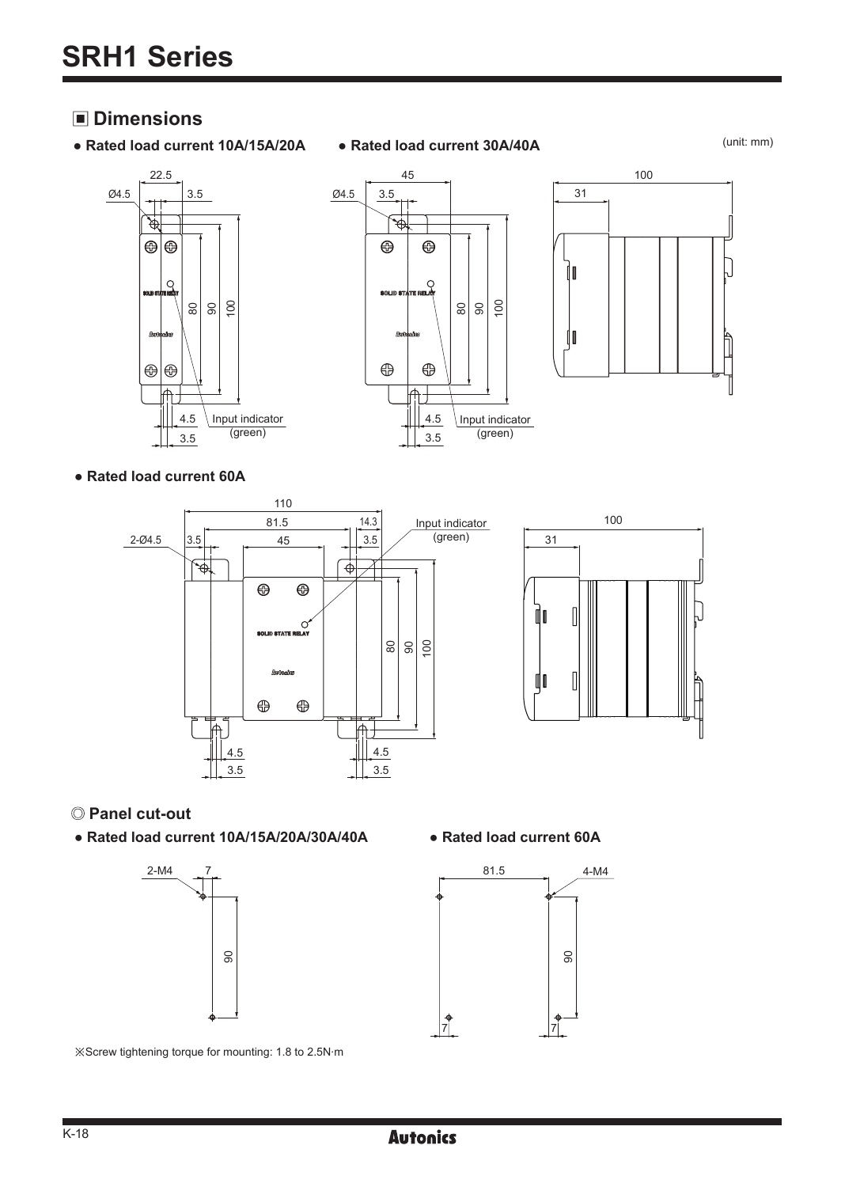# SRH1 Series

## ◼ Dimensions

● Rated load current 10A/15A/20A

● Rated load current 30A/40A

(unit: mm)

22.5
Ø4.5
3.5
80
90
100
4.5
3.5
Input indicator (green)

45
Ø4.5
3.5
80
90
100
4.5
3.5
Input indicator (green)

100
31

● Rated load current 60A

110
81.5
14.3
2-Ø4.5
3.5
45
3.5
Input indicator (green)
80
90
100
4.5
3.5
4.5
3.5

100
31

### ◎ Panel cut-out

● Rated load current 10A/15A/20A/30A/40A

2-M4
7
90

● Rated load current 60A

81.5
4-M4
90
7
7

※Screw tightening torque for mounting: 1.8 to 2.5N·m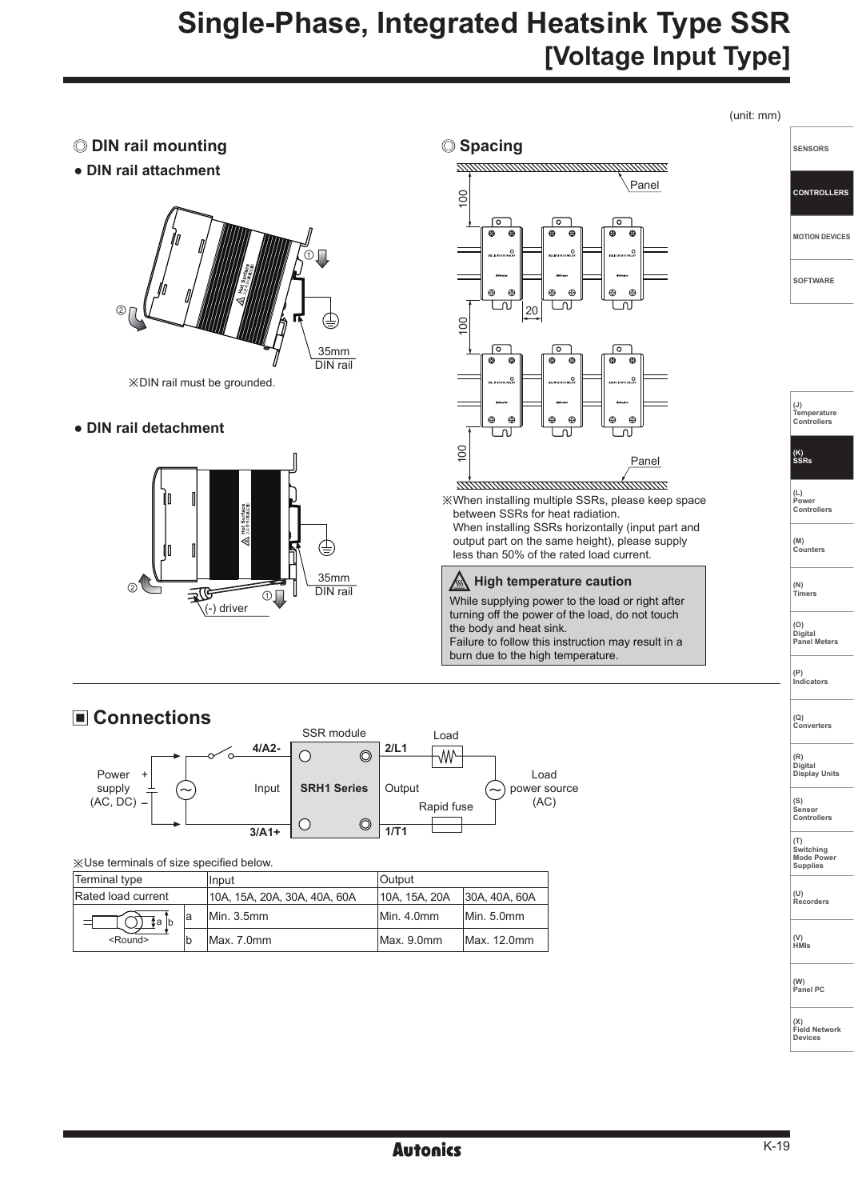# Single-Phase, Integrated Heatsink Type SSR [Voltage Input Type]

(unit: mm)

## ◎ DIN rail mounting

### ● DIN rail attachment

①

②

35mm DIN rail

※DIN rail must be grounded.

### ● DIN rail detachment

②

①

(-) driver

35mm DIN rail

## ◎ Spacing

Panel

100

20

100

100

Panel

※When installing multiple SSRs, please keep space between SSRs for heat radiation.
When installing SSRs horizontally (input part and output part on the same height), please supply less than 50% of the rated load current.

**High temperature caution**

While supplying power to the load or right after turning off the power of the load, do not touch the body and heat sink.
Failure to follow this instruction may result in a burn due to the high temperature.

## ■ Connections

SSR module

Power supply (AC, DC) + –

4/A2-

Input

3/A1+

SRH1 Series

2/L1

Output

1/T1

Load

Rapid fuse

Load power source (AC)

※Use terminals of size specified below.

| Terminal type | | Input | Output | |
|---|---|---|---|---|
| Rated load current | | 10A, 15A, 20A, 30A, 40A, 60A | 10A, 15A, 20A | 30A, 40A, 60A |
| <Round> | a | Min. 3.5mm | Min. 4.0mm | Min. 5.0mm |
| | b | Max. 7.0mm | Max. 9.0mm | Max. 12.0mm |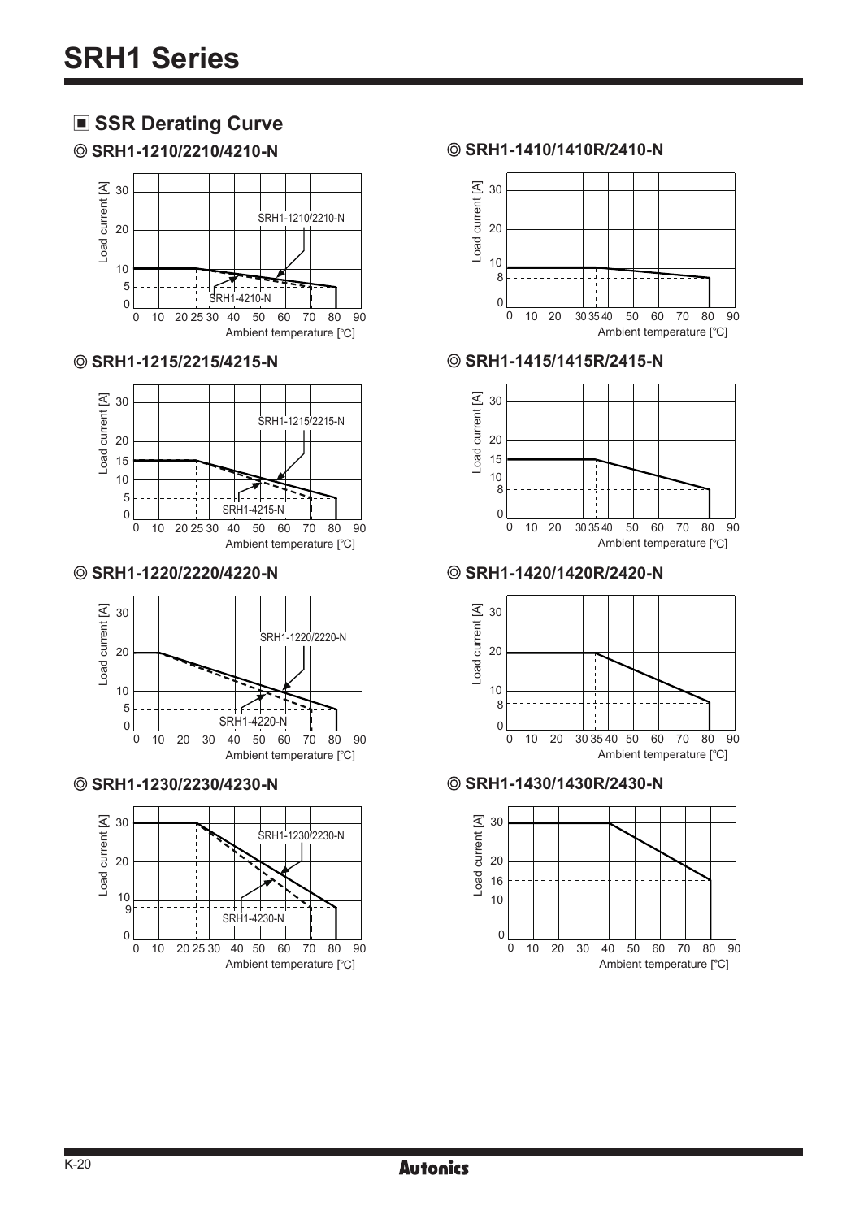## ■ SSR Derating Curve

### ◎ SRH1-1210/2210/4210-N

Load current [A] (0, 5, 10, 20, 30) vs. Ambient temperature [℃] (0, 10, 20, 25, 30, 40, 50, 60, 70, 80, 90)

SRH1-1210/2210-N

SRH1-4210-N

### ◎ SRH1-1215/2215/4215-N

Load current [A] (0, 5, 10, 15, 20, 30) vs. Ambient temperature [℃] (0, 10, 20, 25, 30, 40, 50, 60, 70, 80, 90)

SRH1-1215/2215-N

SRH1-4215-N

### ◎ SRH1-1220/2220/4220-N

Load current [A] (0, 5, 10, 20, 30) vs. Ambient temperature [℃] (0, 10, 20, 30, 40, 50, 60, 70, 80, 90)

SRH1-1220/2220-N

SRH1-4220-N

### ◎ SRH1-1230/2230/4230-N

Load current [A] (0, 9, 10, 20, 30) vs. Ambient temperature [℃] (0, 10, 20, 25, 30, 40, 50, 60, 70, 80, 90)

SRH1-1230/2230-N

SRH1-4230-N

### ◎ SRH1-1410/1410R/2410-N

Load current [A] (0, 8, 10, 20, 30) vs. Ambient temperature [℃] (0, 10, 20, 30, 35, 40, 50, 60, 70, 80, 90)

### ◎ SRH1-1415/1415R/2415-N

Load current [A] (0, 8, 10, 15, 20, 30) vs. Ambient temperature [℃] (0, 10, 20, 30, 35, 40, 50, 60, 70, 80, 90)

### ◎ SRH1-1420/1420R/2420-N

Load current [A] (0, 8, 10, 20, 30) vs. Ambient temperature [℃] (0, 10, 20, 30, 35, 40, 50, 60, 70, 80, 90)

### ◎ SRH1-1430/1430R/2430-N

Load current [A] (0, 10, 16, 20, 30) vs. Ambient temperature [℃] (0, 10, 20, 30, 40, 50, 60, 70, 80, 90)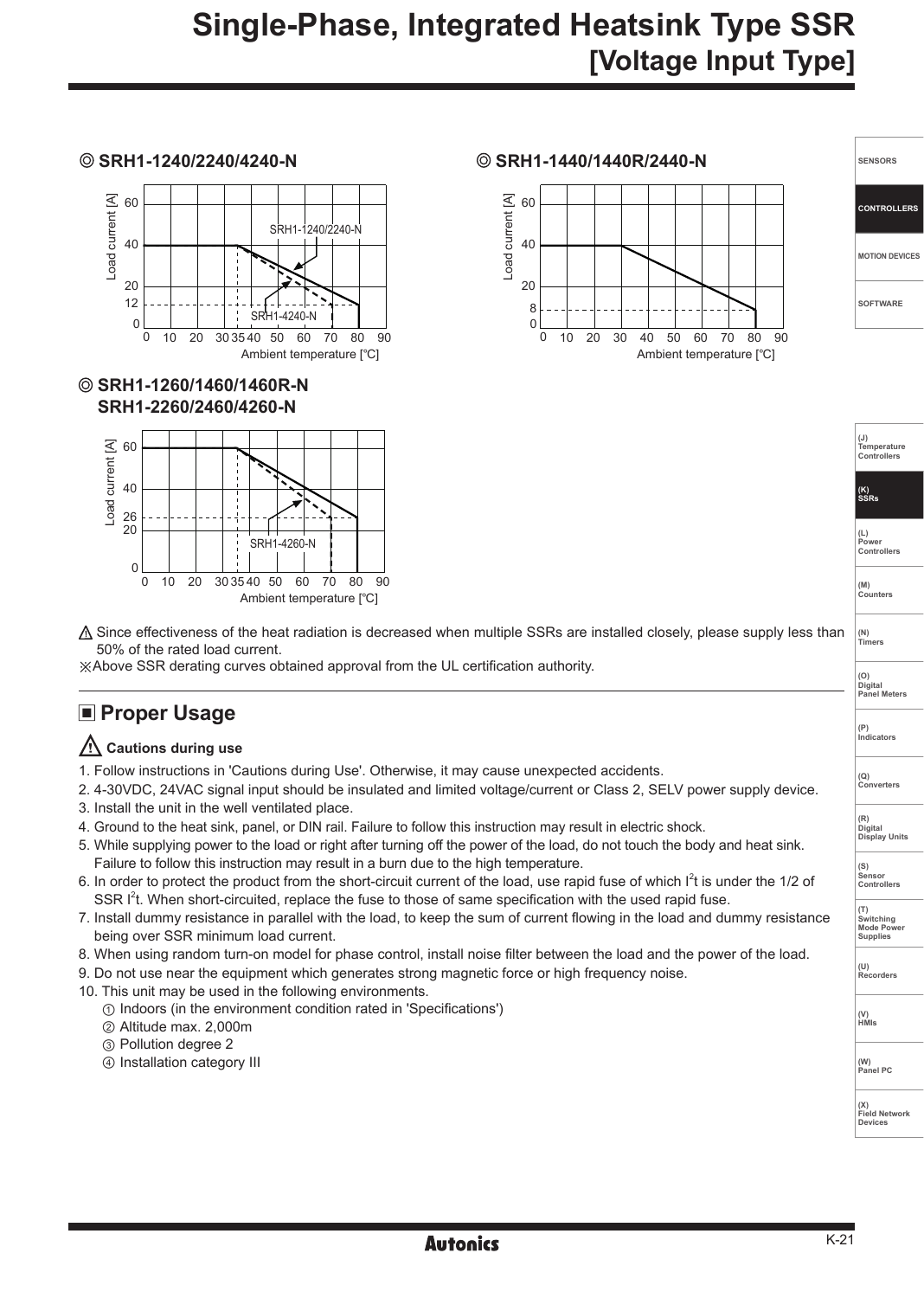# Single-Phase, Integrated Heatsink Type SSR [Voltage Input Type]

◎ SRH1-1240/2240/4240-N

◎ SRH1-1440/1440R/2440-N

◎ SRH1-1260/1460/1460R-N
SRH1-2260/2460/4260-N

⚠ Since effectiveness of the heat radiation is decreased when multiple SSRs are installed closely, please supply less than 50% of the rated load current.

※Above SSR derating curves obtained approval from the UL certification authority.

## ■ Proper Usage

### ⚠ Cautions during use

1. Follow instructions in 'Cautions during Use'. Otherwise, it may cause unexpected accidents.
2. 4-30VDC, 24VAC signal input should be insulated and limited voltage/current or Class 2, SELV power supply device.
3. Install the unit in the well ventilated place.
4. Ground to the heat sink, panel, or DIN rail. Failure to follow this instruction may result in electric shock.
5. While supplying power to the load or right after turning off the power of the load, do not touch the body and heat sink. Failure to follow this instruction may result in a burn due to the high temperature.
6. In order to protect the product from the short-circuit current of the load, use rapid fuse of which $I^2t$ is under the 1/2 of SSR $I^2t$. When short-circuited, replace the fuse to those of same specification with the used rapid fuse.
7. Install dummy resistance in parallel with the load, to keep the sum of current flowing in the load and dummy resistance being over SSR minimum load current.
8. When using random turn-on model for phase control, install noise filter between the load and the power of the load.
9. Do not use near the equipment which generates strong magnetic force or high frequency noise.
10. This unit may be used in the following environments.
    ① Indoors (in the environment condition rated in 'Specifications')
    ② Altitude max. 2,000m
    ③ Pollution degree 2
    ④ Installation category III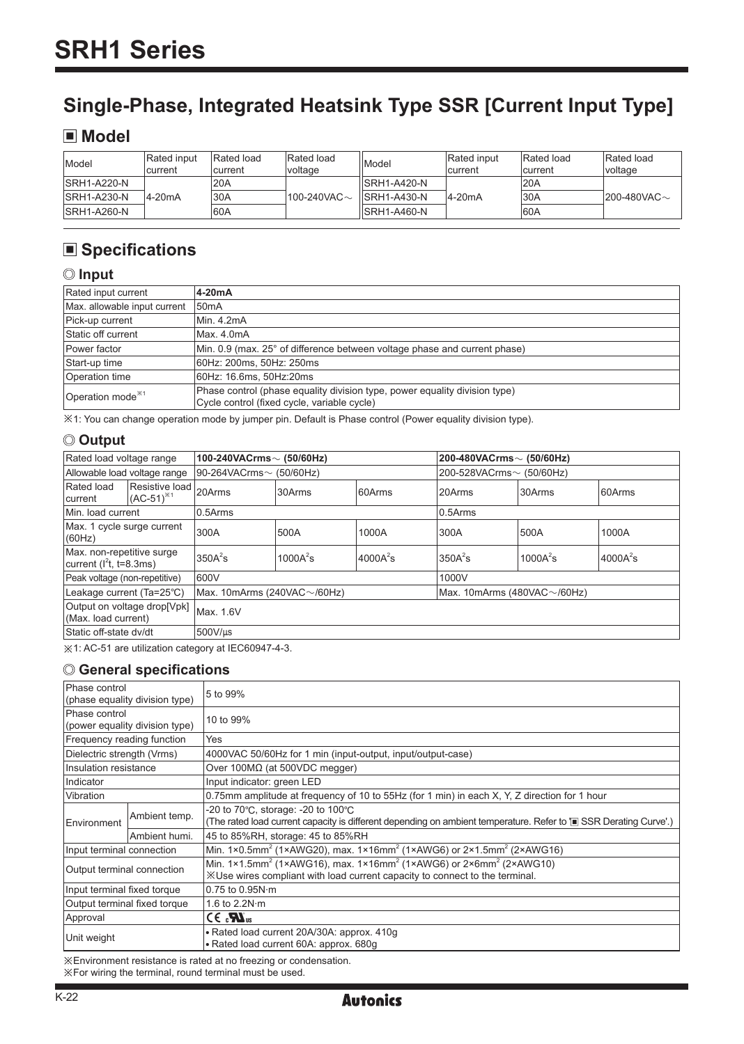# SRH1 Series

## Single-Phase, Integrated Heatsink Type SSR [Current Input Type]

### ■ Model

| Model | Rated input current | Rated load current | Rated load voltage | Model | Rated input current | Rated load current | Rated load voltage |
|---|---|---|---|---|---|---|---|
| SRH1-A220-N | 4-20mA | 20A | 100-240VAC~ | SRH1-A420-N | 4-20mA | 20A | 200-480VAC~ |
| SRH1-A230-N | | 30A | | SRH1-A430-N | | 30A | |
| SRH1-A260-N | | 60A | | SRH1-A460-N | | 60A | |

### ■ Specifications

#### ◎ Input

| Rated input current | **4-20mA** |
|---|---|
| Max. allowable input current | 50mA |
| Pick-up current | Min. 4.2mA |
| Static off current | Max. 4.0mA |
| Power factor | Min. 0.9 (max. 25° of difference between voltage phase and current phase) |
| Start-up time | 60Hz: 200ms, 50Hz: 250ms |
| Operation time | 60Hz: 16.6ms, 50Hz:20ms |
| Operation mode※1 | Phase control (phase equality division type, power equality division type)<br>Cycle control (fixed cycle, variable cycle) |

※1: You can change operation mode by jumper pin. Default is Phase control (Power equality division type).

#### ◎ Output

| Rated load voltage range | | **100-240VACrms~ (50/60Hz)** | | | **200-480VACrms~ (50/60Hz)** | | |
|---|---|---|---|---|---|---|---|
| Allowable load voltage range | | 90-264VACrms~ (50/60Hz) | | | 200-528VACrms~ (50/60Hz) | | |
| Rated load current | Resistive load (AC-51)※1 | 20Arms | 30Arms | 60Arms | 20Arms | 30Arms | 60Arms |
| Min. load current | | 0.5Arms | | | 0.5Arms | | |
| Max. 1 cycle surge current (60Hz) | | 300A | 500A | 1000A | 300A | 500A | 1000A |
| Max. non-repetitive surge current ($I^2t$, t=8.3ms) | | $350A^2s$ | $1000A^2s$ | $4000A^2s$ | $350A^2s$ | $1000A^2s$ | $4000A^2s$ |
| Peak voltage (non-repetitive) | | 600V | | | 1000V | | |
| Leakage current (Ta=25℃) | | Max. 10mArms (240VAC~/60Hz) | | | Max. 10mArms (480VAC~/60Hz) | | |
| Output on voltage drop[Vpk] (Max. load current) | | Max. 1.6V | | | | | |
| Static off-state dv/dt | | 500V/µs | | | | | |

※1: AC-51 are utilization category at IEC60947-4-3.

#### ◎ General specifications

| Phase control (phase equality division type) | | 5 to 99% |
|---|---|---|
| Phase control (power equality division type) | | 10 to 99% |
| Frequency reading function | | Yes |
| Dielectric strength (Vrms) | | 4000VAC 50/60Hz for 1 min (input-output, input/output-case) |
| Insulation resistance | | Over 100MΩ (at 500VDC megger) |
| Indicator | | Input indicator: green LED |
| Vibration | | 0.75mm amplitude at frequency of 10 to 55Hz (for 1 min) in each X, Y, Z direction for 1 hour |
| Environment | Ambient temp. | -20 to 70℃, storage: -20 to 100℃<br>(The rated load current capacity is different depending on ambient temperature. Refer to '■ SSR Derating Curve'.) |
| | Ambient humi. | 45 to 85%RH, storage: 45 to 85%RH |
| Input terminal connection | | Min. 1×0.5mm² (1×AWG20), max. 1×16mm² (1×AWG6) or 2×1.5mm² (2×AWG16) |
| Output terminal connection | | Min. 1×1.5mm² (1×AWG16), max. 1×16mm² (1×AWG6) or 2×6mm² (2×AWG10)<br>※Use wires compliant with load current capacity to connect to the terminal. |
| Input terminal fixed torque | | 0.75 to 0.95N·m |
| Output terminal fixed torque | | 1.6 to 2.2N·m |
| Approval | | CE cULus |
| Unit weight | | • Rated load current 20A/30A: approx. 410g<br>• Rated load current 60A: approx. 680g |

※Environment resistance is rated at no freezing or condensation.
※For wiring the terminal, round terminal must be used.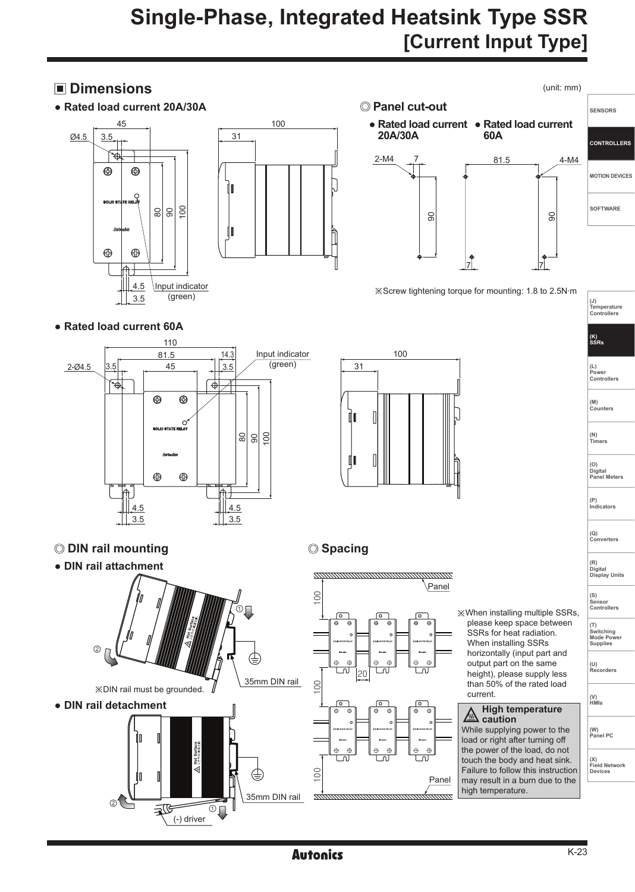# Single-Phase, Integrated Heatsink Type SSR [Current Input Type]

## ■ Dimensions

(unit: mm)

● Rated load current 20A/30A

Ø4.5, 45, 3.5, 80, 90, 100, 4.5, 3.5, Input indicator (green), 100, 31

● Rated load current 60A

110, 81.5, 14.3, 2-Ø4.5, 3.5, 45, 3.5, Input indicator (green), 80, 90, 100, 4.5, 3.5, 4.5, 3.5, 100, 31

### ◎ Panel cut-out

● Rated load current 20A/30A

2-M4, 7, 90

● Rated load current 60A

81.5, 4-M4, 90, 7, 7

※Screw tightening torque for mounting: 1.8 to 2.5N·m

### ◎ DIN rail mounting

● DIN rail attachment

①, ②, 35mm DIN rail

※DIN rail must be grounded.

● DIN rail detachment

①, ②, 35mm DIN rail, (-) driver

### ◎ Spacing

Panel, 100, 20, 100, 100, Panel

※When installing multiple SSRs, please keep space between SSRs for heat radiation. When installing SSRs horizontally (input part and output part on the same height), please supply less than 50% of the rated load current.

**High temperature caution**

While supplying power to the load or right after turning off the power of the load, do not touch the body and heat sink. Failure to follow this instruction may result in a burn due to the high temperature.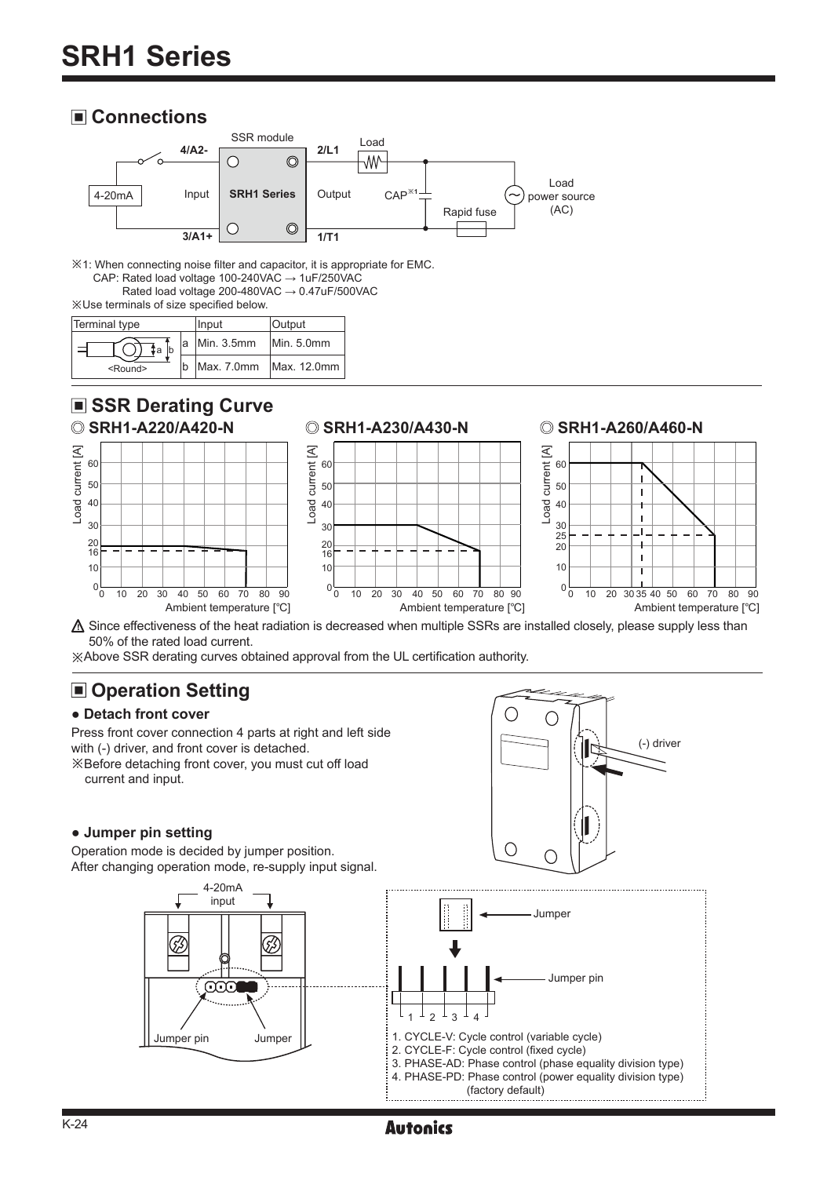# SRH1 Series

## ■ Connections

※1: When connecting noise filter and capacitor, it is appropriate for EMC.
CAP: Rated load voltage 100-240VAC → 1uF/250VAC
Rated load voltage 200-480VAC → 0.47uF/500VAC

※Use terminals of size specified below.

| Terminal type | | Input | Output |
|---|---|---|---|
| <Round> | a | Min. 3.5mm | Min. 5.0mm |
| | b | Max. 7.0mm | Max. 12.0mm |

## ■ SSR Derating Curve

◎ SRH1-A220/A420-N

◎ SRH1-A230/A430-N

◎ SRH1-A260/A460-N

⚠ Since effectiveness of the heat radiation is decreased when multiple SSRs are installed closely, please supply less than 50% of the rated load current.

※Above SSR derating curves obtained approval from the UL certification authority.

## ■ Operation Setting

### ● Detach front cover

Press front cover connection 4 parts at right and left side with (-) driver, and front cover is detached.

※Before detaching front cover, you must cut off load current and input.

### ● Jumper pin setting

Operation mode is decided by jumper position.
After changing operation mode, re-supply input signal.

1. CYCLE-V: Cycle control (variable cycle)
2. CYCLE-F: Cycle control (fixed cycle)
3. PHASE-AD: Phase control (phase equality division type)
4. PHASE-PD: Phase control (power equality division type) (factory default)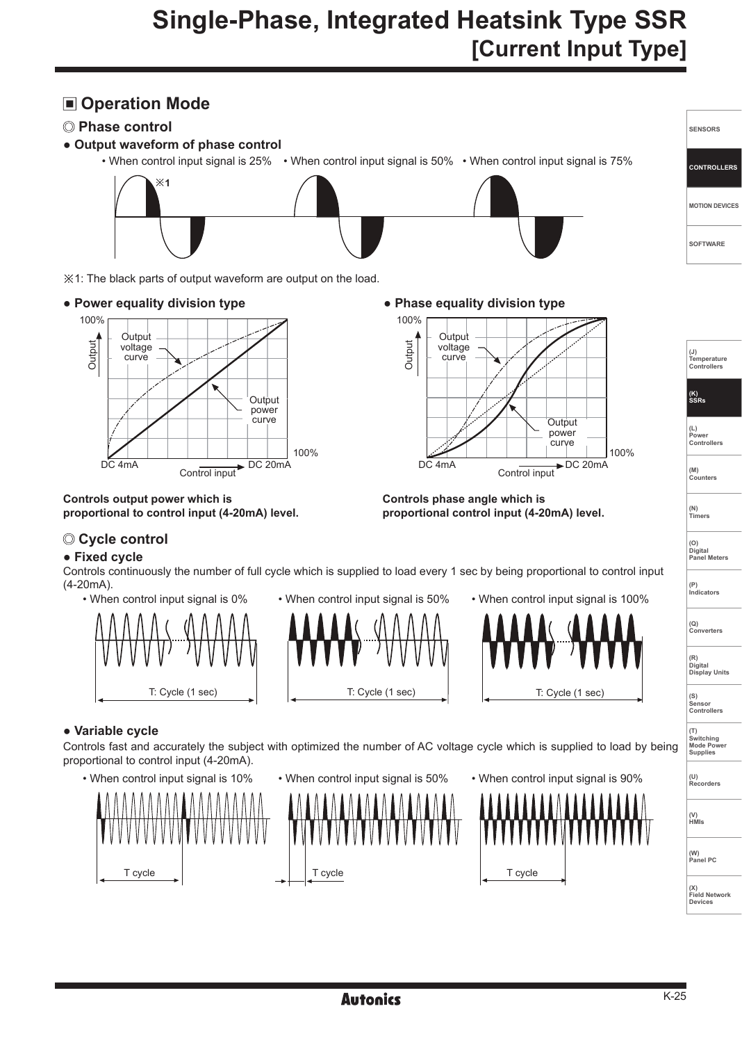# Single-Phase, Integrated Heatsink Type SSR [Current Input Type]

## ■ Operation Mode

### ◎ Phase control

● **Output waveform of phase control**

• When control input signal is 25% • When control input signal is 50% • When control input signal is 75%

※1: The black parts of output waveform are output on the load.

● **Power equality division type**

**Controls output power which is proportional to control input (4-20mA) level.**

● **Phase equality division type**

**Controls phase angle which is proportional control input (4-20mA) level.**

### ◎ Cycle control

● **Fixed cycle**

Controls continuously the number of full cycle which is supplied to load every 1 sec by being proportional to control input (4-20mA).

• When control input signal is 0% • When control input signal is 50% • When control input signal is 100%

● **Variable cycle**

Controls fast and accurately the subject with optimized the number of AC voltage cycle which is supplied to load by being proportional to control input (4-20mA).

• When control input signal is 10% • When control input signal is 50% • When control input signal is 90%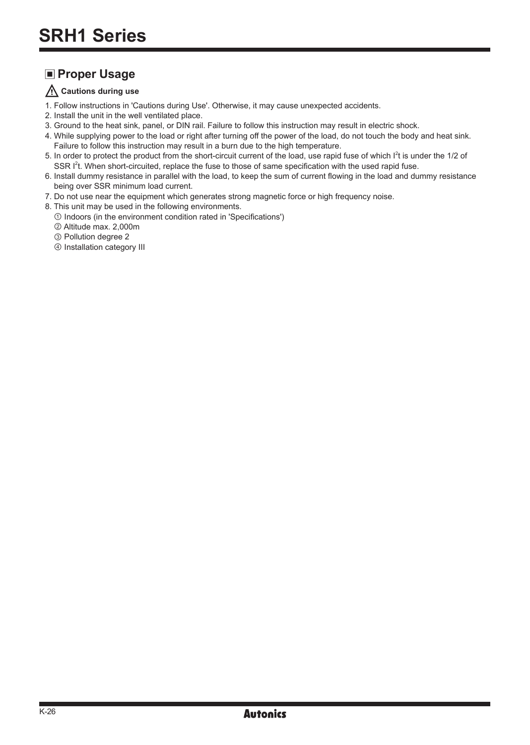# SRH1 Series

## ■ Proper Usage

**⚠ Cautions during use**

1. Follow instructions in 'Cautions during Use'. Otherwise, it may cause unexpected accidents.
2. Install the unit in the well ventilated place.
3. Ground to the heat sink, panel, or DIN rail. Failure to follow this instruction may result in electric shock.
4. While supplying power to the load or right after turning off the power of the load, do not touch the body and heat sink. Failure to follow this instruction may result in a burn due to the high temperature.
5. In order to protect the product from the short-circuit current of the load, use rapid fuse of which $I^2t$ is under the 1/2 of SSR $I^2t$. When short-circuited, replace the fuse to those of same specification with the used rapid fuse.
6. Install dummy resistance in parallel with the load, to keep the sum of current flowing in the load and dummy resistance being over SSR minimum load current.
7. Do not use near the equipment which generates strong magnetic force or high frequency noise.
8. This unit may be used in the following environments.
   ① Indoors (in the environment condition rated in 'Specifications')
   ② Altitude max. 2,000m
   ③ Pollution degree 2
   ④ Installation category III